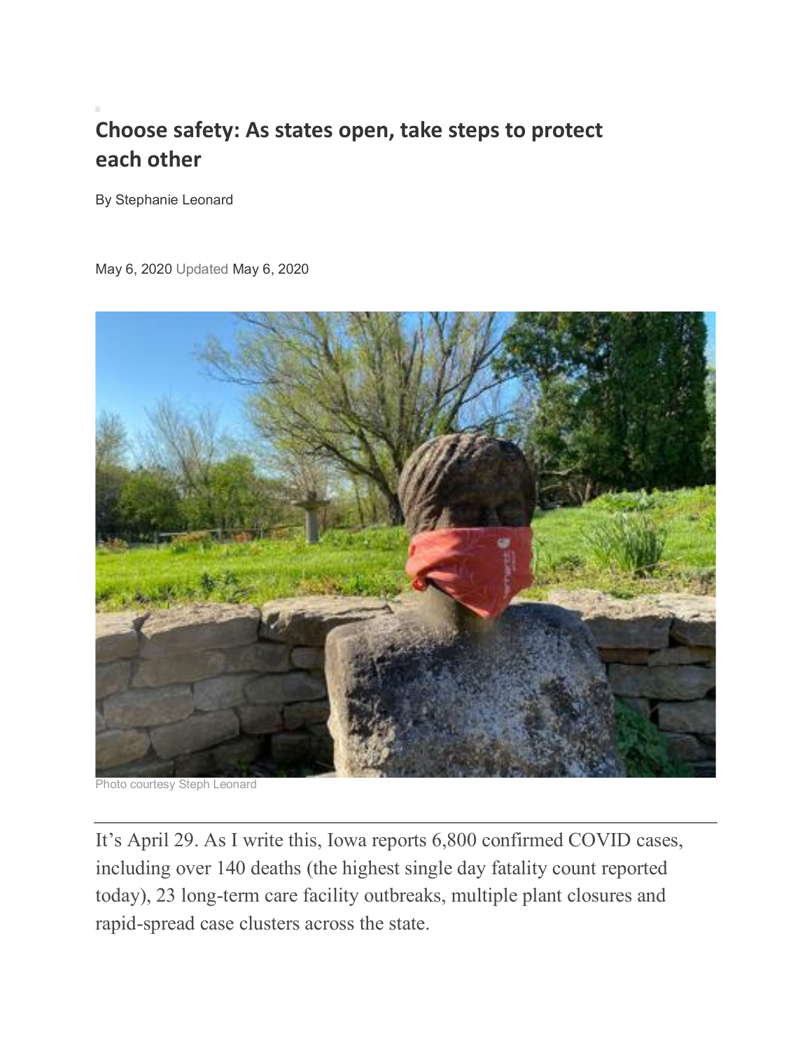# Choose safety: As states open, take steps to protect each other

By Stephanie Leonard

May 6, 2020 Updated May 6, 2020

Photo courtesy Steph Leonard

---

It's April 29. As I write this, Iowa reports 6,800 confirmed COVID cases, including over 140 deaths (the highest single day fatality count reported today), 23 long-term care facility outbreaks, multiple plant closures and rapid-spread case clusters across the state.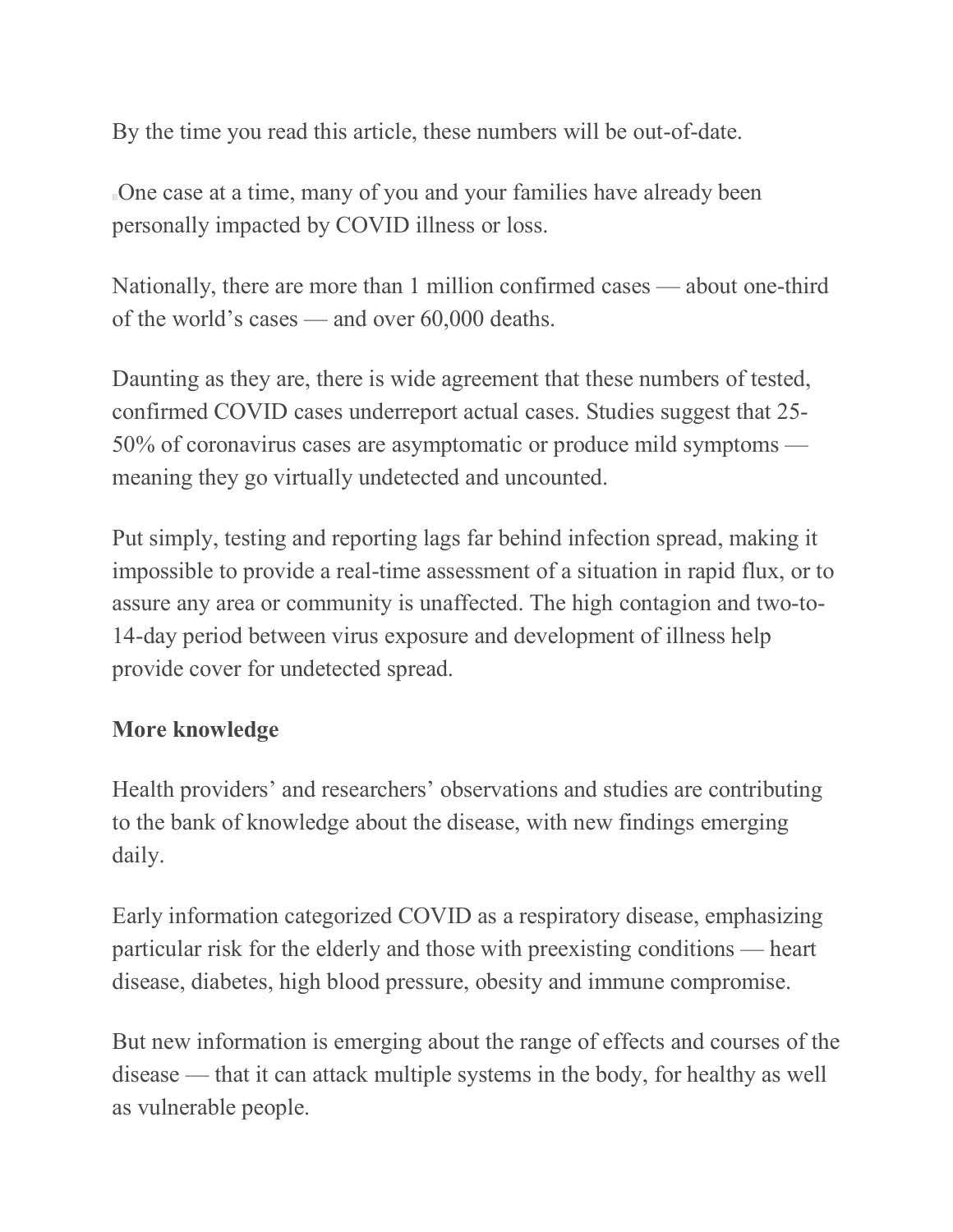By the time you read this article, these numbers will be out-of-date.

One case at a time, many of you and your families have already been personally impacted by COVID illness or loss.

Nationally, there are more than 1 million confirmed cases — about one-third of the world's cases — and over 60,000 deaths.

Daunting as they are, there is wide agreement that these numbers of tested, confirmed COVID cases underreport actual cases. Studies suggest that 25-50% of coronavirus cases are asymptomatic or produce mild symptoms — meaning they go virtually undetected and uncounted.

Put simply, testing and reporting lags far behind infection spread, making it impossible to provide a real-time assessment of a situation in rapid flux, or to assure any area or community is unaffected. The high contagion and two-to-14-day period between virus exposure and development of illness help provide cover for undetected spread.

**More knowledge**

Health providers' and researchers' observations and studies are contributing to the bank of knowledge about the disease, with new findings emerging daily.

Early information categorized COVID as a respiratory disease, emphasizing particular risk for the elderly and those with preexisting conditions — heart disease, diabetes, high blood pressure, obesity and immune compromise.

But new information is emerging about the range of effects and courses of the disease — that it can attack multiple systems in the body, for healthy as well as vulnerable people.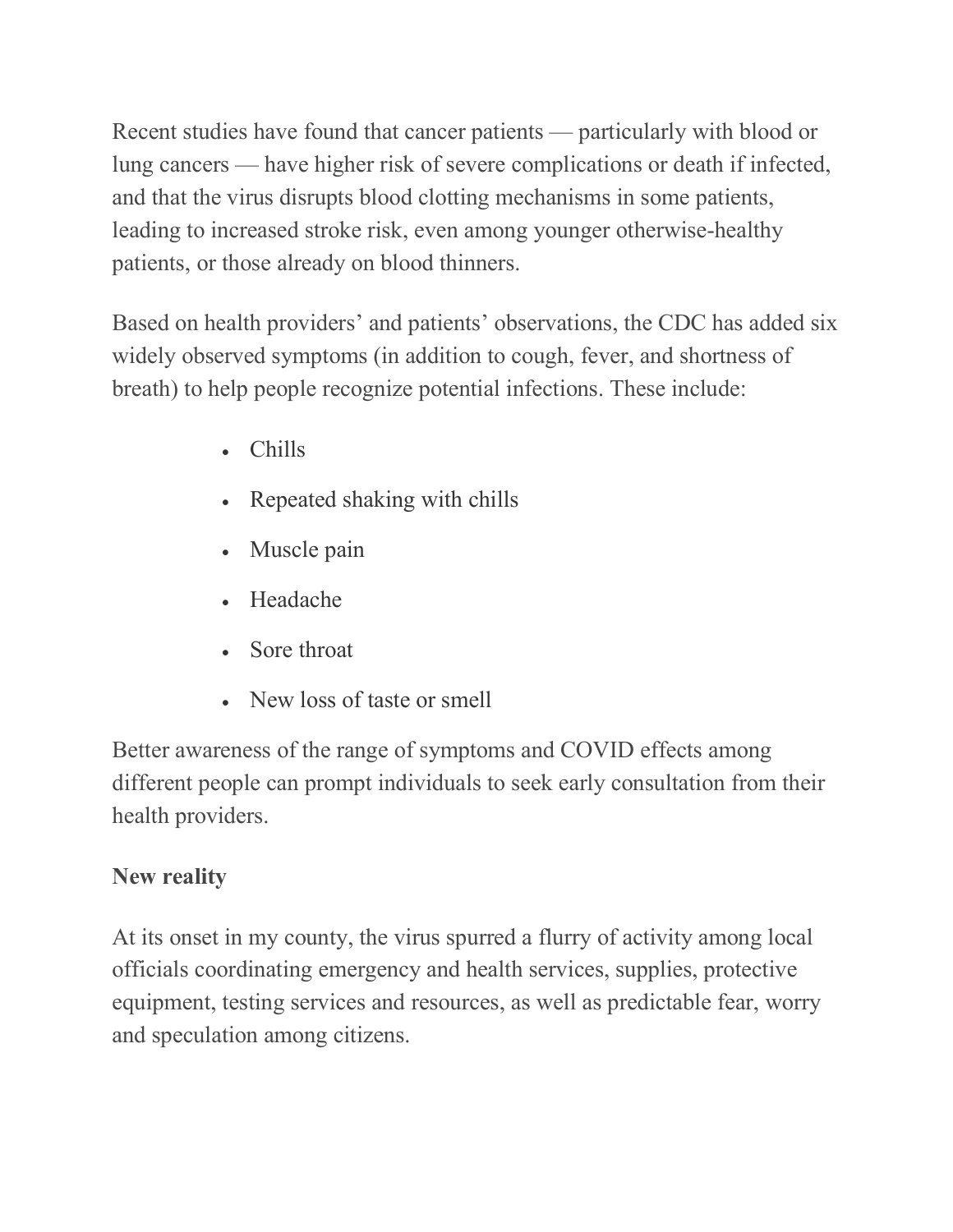Recent studies have found that cancer patients — particularly with blood or lung cancers — have higher risk of severe complications or death if infected, and that the virus disrupts blood clotting mechanisms in some patients, leading to increased stroke risk, even among younger otherwise-healthy patients, or those already on blood thinners.

Based on health providers' and patients' observations, the CDC has added six widely observed symptoms (in addition to cough, fever, and shortness of breath) to help people recognize potential infections. These include:

- Chills
- Repeated shaking with chills
- Muscle pain
- Headache
- Sore throat
- New loss of taste or smell

Better awareness of the range of symptoms and COVID effects among different people can prompt individuals to seek early consultation from their health providers.

**New reality**

At its onset in my county, the virus spurred a flurry of activity among local officials coordinating emergency and health services, supplies, protective equipment, testing services and resources, as well as predictable fear, worry and speculation among citizens.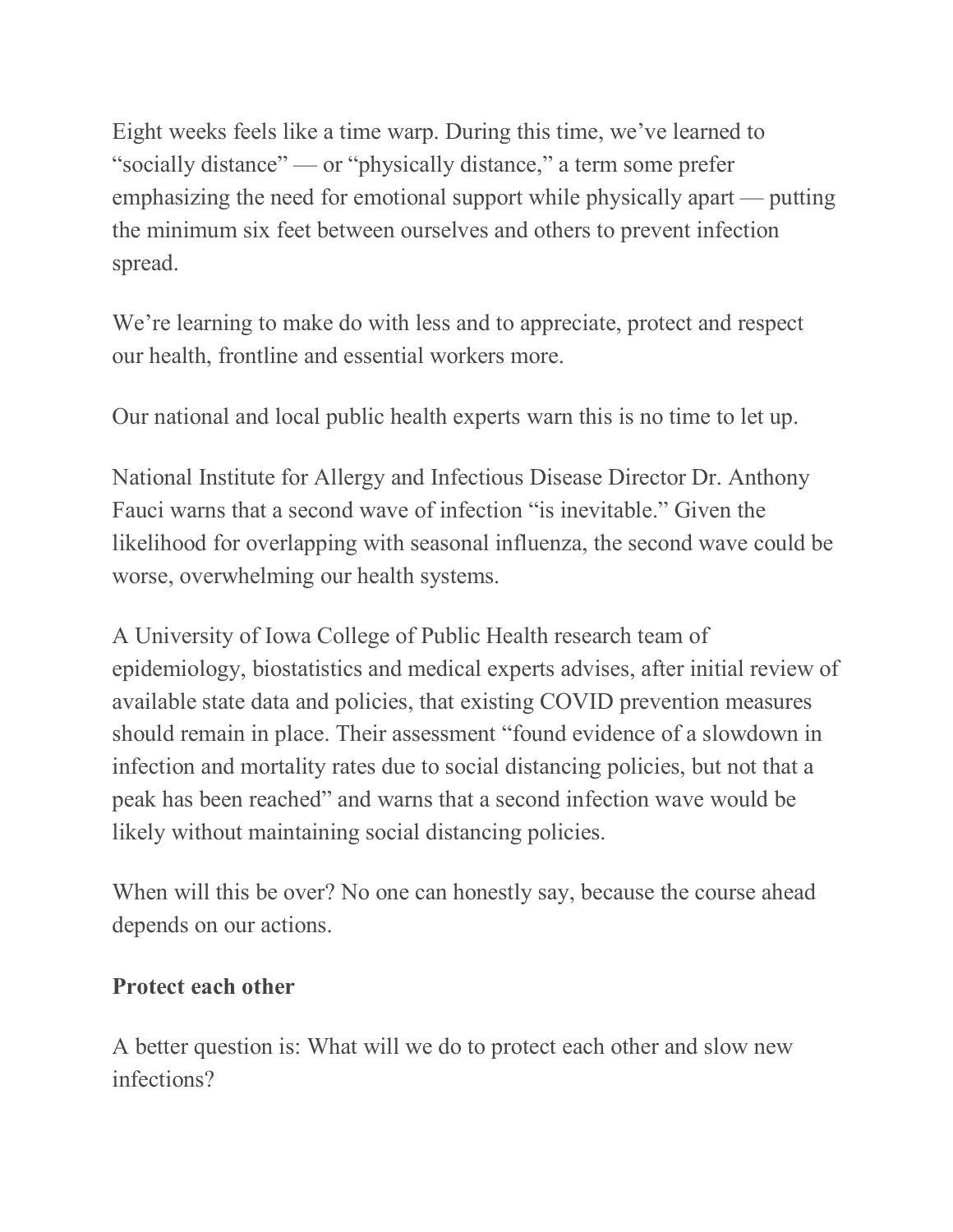Eight weeks feels like a time warp. During this time, we've learned to "socially distance" — or "physically distance," a term some prefer emphasizing the need for emotional support while physically apart — putting the minimum six feet between ourselves and others to prevent infection spread.

We're learning to make do with less and to appreciate, protect and respect our health, frontline and essential workers more.

Our national and local public health experts warn this is no time to let up.

National Institute for Allergy and Infectious Disease Director Dr. Anthony Fauci warns that a second wave of infection "is inevitable." Given the likelihood for overlapping with seasonal influenza, the second wave could be worse, overwhelming our health systems.

A University of Iowa College of Public Health research team of epidemiology, biostatistics and medical experts advises, after initial review of available state data and policies, that existing COVID prevention measures should remain in place. Their assessment "found evidence of a slowdown in infection and mortality rates due to social distancing policies, but not that a peak has been reached" and warns that a second infection wave would be likely without maintaining social distancing policies.

When will this be over? No one can honestly say, because the course ahead depends on our actions.

**Protect each other**

A better question is: What will we do to protect each other and slow new infections?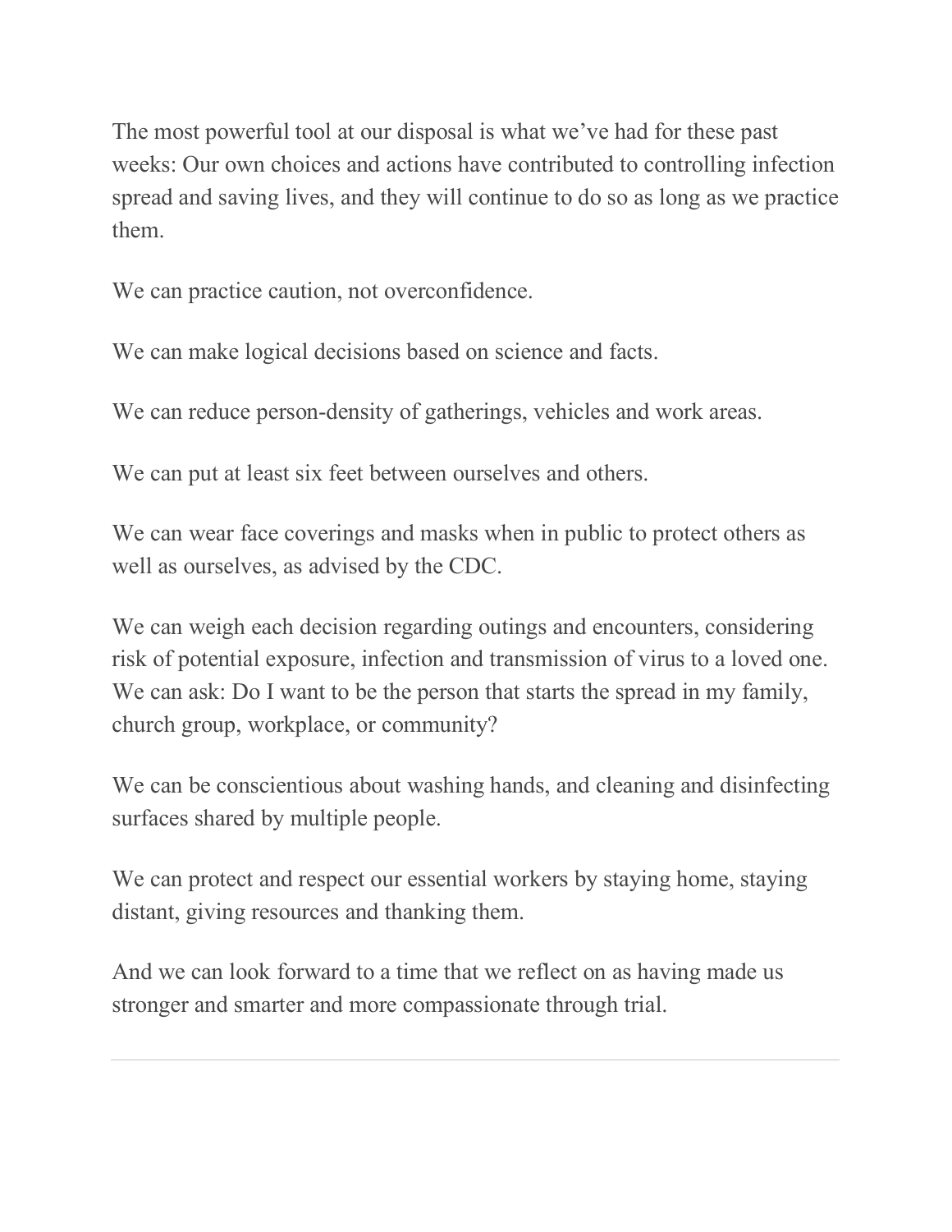The most powerful tool at our disposal is what we've had for these past weeks: Our own choices and actions have contributed to controlling infection spread and saving lives, and they will continue to do so as long as we practice them.

We can practice caution, not overconfidence.

We can make logical decisions based on science and facts.

We can reduce person-density of gatherings, vehicles and work areas.

We can put at least six feet between ourselves and others.

We can wear face coverings and masks when in public to protect others as well as ourselves, as advised by the CDC.

We can weigh each decision regarding outings and encounters, considering risk of potential exposure, infection and transmission of virus to a loved one. We can ask: Do I want to be the person that starts the spread in my family, church group, workplace, or community?

We can be conscientious about washing hands, and cleaning and disinfecting surfaces shared by multiple people.

We can protect and respect our essential workers by staying home, staying distant, giving resources and thanking them.

And we can look forward to a time that we reflect on as having made us stronger and smarter and more compassionate through trial.

---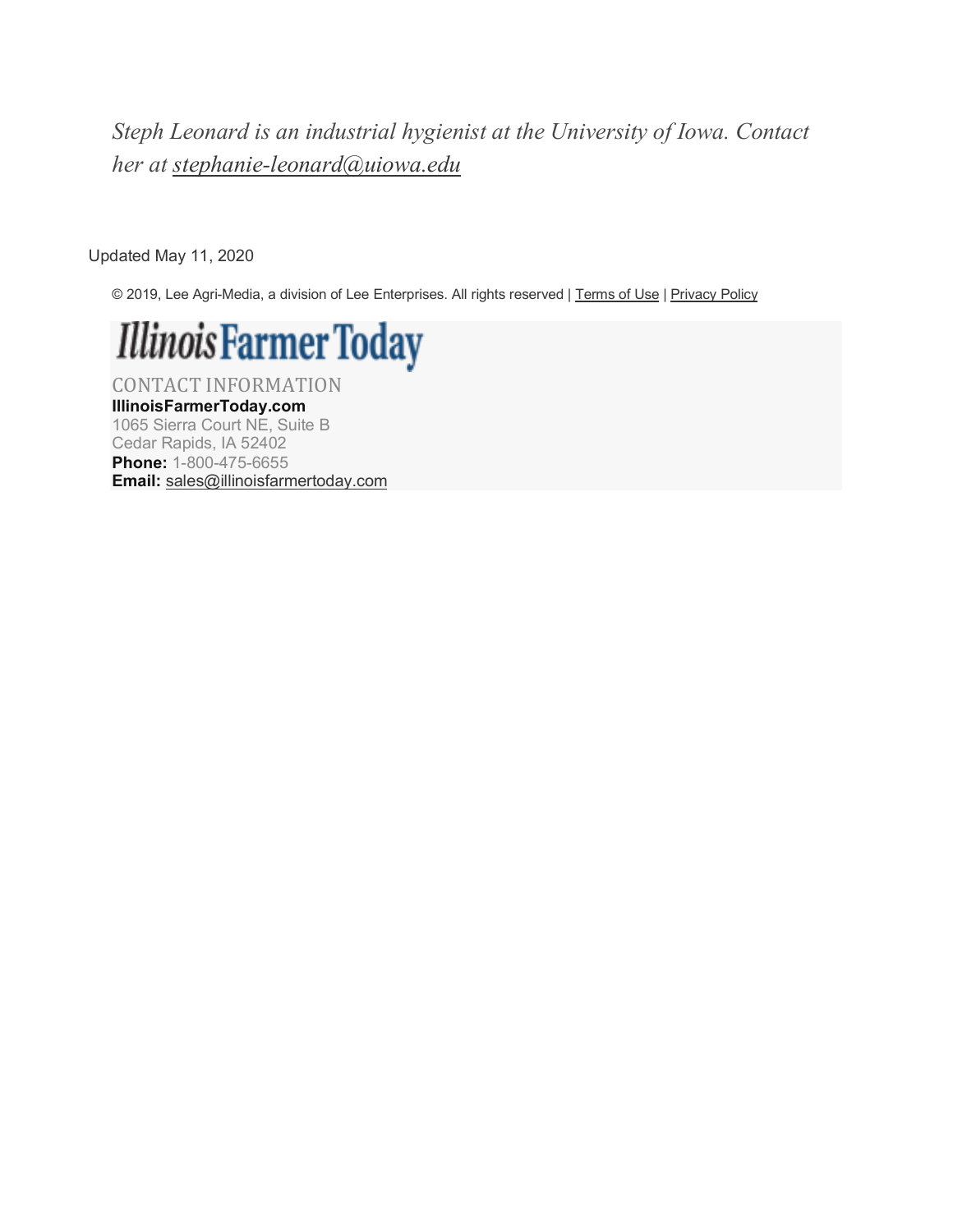*Steph Leonard is an industrial hygienist at the University of Iowa. Contact her at stephanie-leonard@uiowa.edu*

Updated May 11, 2020

© 2019, Lee Agri-Media, a division of Lee Enterprises. All rights reserved | Terms of Use | Privacy Policy

Illinois Farmer Today

CONTACT INFORMATION

**IllinoisFarmerToday.com**
1065 Sierra Court NE, Suite B
Cedar Rapids, IA 52402
**Phone:** 1-800-475-6655
**Email:** sales@illinoisfarmertoday.com